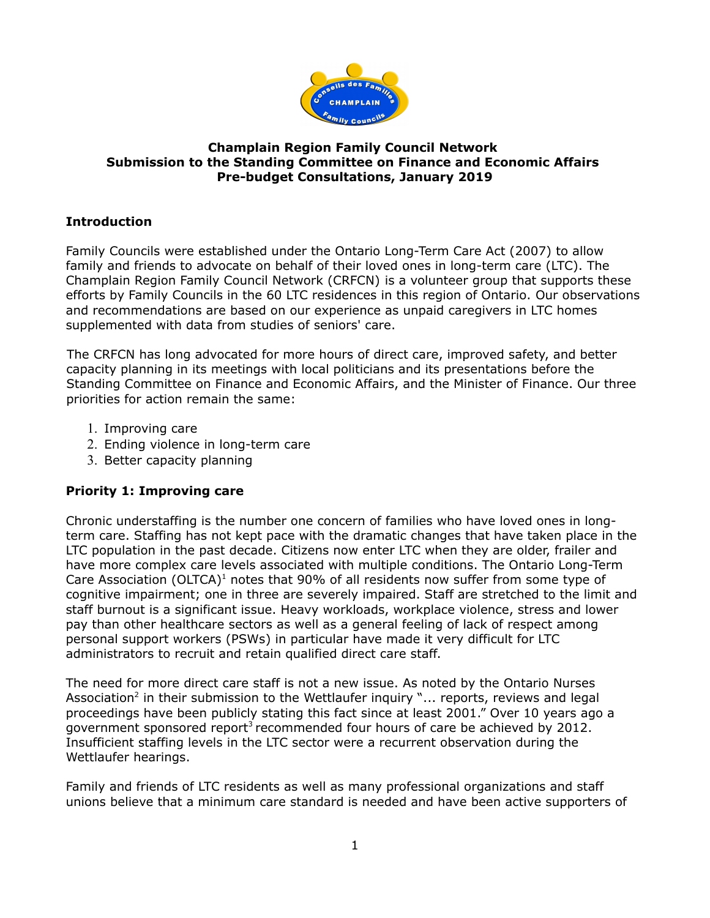**Champlain Region Family Council Network**
**Submission to the Standing Committee on Finance and Economic Affairs**
**Pre-budget Consultations, January 2019**

## Introduction

Family Councils were established under the Ontario Long-Term Care Act (2007) to allow family and friends to advocate on behalf of their loved ones in long-term care (LTC). The Champlain Region Family Council Network (CRFCN) is a volunteer group that supports these efforts by Family Councils in the 60 LTC residences in this region of Ontario. Our observations and recommendations are based on our experience as unpaid caregivers in LTC homes supplemented with data from studies of seniors' care.

The CRFCN has long advocated for more hours of direct care, improved safety, and better capacity planning in its meetings with local politicians and its presentations before the Standing Committee on Finance and Economic Affairs, and the Minister of Finance. Our three priorities for action remain the same:

1. Improving care
2. Ending violence in long-term care
3. Better capacity planning

## Priority 1: Improving care

Chronic understaffing is the number one concern of families who have loved ones in long-term care. Staffing has not kept pace with the dramatic changes that have taken place in the LTC population in the past decade. Citizens now enter LTC when they are older, frailer and have more complex care levels associated with multiple conditions. The Ontario Long-Term Care Association (OLTCA)[1] notes that 90% of all residents now suffer from some type of cognitive impairment; one in three are severely impaired. Staff are stretched to the limit and staff burnout is a significant issue. Heavy workloads, workplace violence, stress and lower pay than other healthcare sectors as well as a general feeling of lack of respect among personal support workers (PSWs) in particular have made it very difficult for LTC administrators to recruit and retain qualified direct care staff.

The need for more direct care staff is not a new issue. As noted by the Ontario Nurses Association[2] in their submission to the Wettlaufer inquiry "... reports, reviews and legal proceedings have been publicly stating this fact since at least 2001." Over 10 years ago a government sponsored report[3] recommended four hours of care be achieved by 2012. Insufficient staffing levels in the LTC sector were a recurrent observation during the Wettlaufer hearings.

Family and friends of LTC residents as well as many professional organizations and staff unions believe that a minimum care standard is needed and have been active supporters of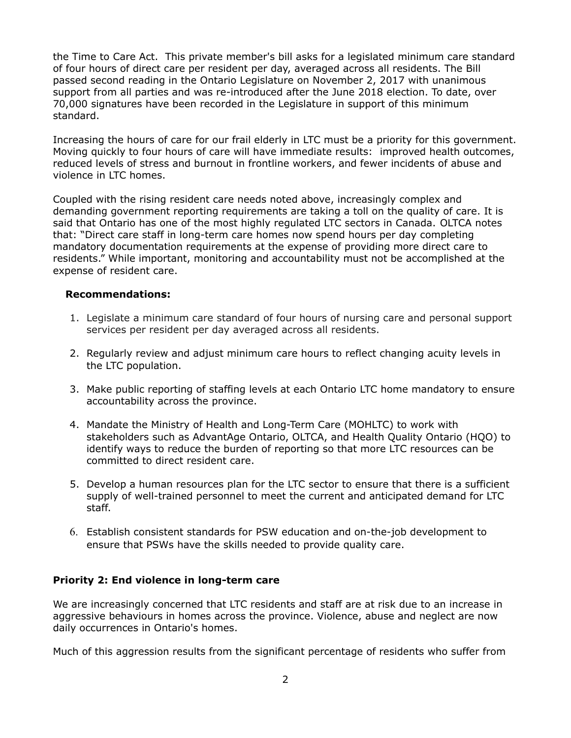the Time to Care Act. This private member's bill asks for a legislated minimum care standard of four hours of direct care per resident per day, averaged across all residents. The Bill passed second reading in the Ontario Legislature on November 2, 2017 with unanimous support from all parties and was re-introduced after the June 2018 election. To date, over 70,000 signatures have been recorded in the Legislature in support of this minimum standard.

Increasing the hours of care for our frail elderly in LTC must be a priority for this government. Moving quickly to four hours of care will have immediate results: improved health outcomes, reduced levels of stress and burnout in frontline workers, and fewer incidents of abuse and violence in LTC homes.

Coupled with the rising resident care needs noted above, increasingly complex and demanding government reporting requirements are taking a toll on the quality of care. It is said that Ontario has one of the most highly regulated LTC sectors in Canada. OLTCA notes that: "Direct care staff in long-term care homes now spend hours per day completing mandatory documentation requirements at the expense of providing more direct care to residents." While important, monitoring and accountability must not be accomplished at the expense of resident care.

**Recommendations:**

1. Legislate a minimum care standard of four hours of nursing care and personal support services per resident per day averaged across all residents.
2. Regularly review and adjust minimum care hours to reflect changing acuity levels in the LTC population.
3. Make public reporting of staffing levels at each Ontario LTC home mandatory to ensure accountability across the province.
4. Mandate the Ministry of Health and Long-Term Care (MOHLTC) to work with stakeholders such as AdvantAge Ontario, OLTCA, and Health Quality Ontario (HQO) to identify ways to reduce the burden of reporting so that more LTC resources can be committed to direct resident care.
5. Develop a human resources plan for the LTC sector to ensure that there is a sufficient supply of well-trained personnel to meet the current and anticipated demand for LTC staff.
6. Establish consistent standards for PSW education and on-the-job development to ensure that PSWs have the skills needed to provide quality care.

**Priority 2: End violence in long-term care**

We are increasingly concerned that LTC residents and staff are at risk due to an increase in aggressive behaviours in homes across the province. Violence, abuse and neglect are now daily occurrences in Ontario's homes.

Much of this aggression results from the significant percentage of residents who suffer from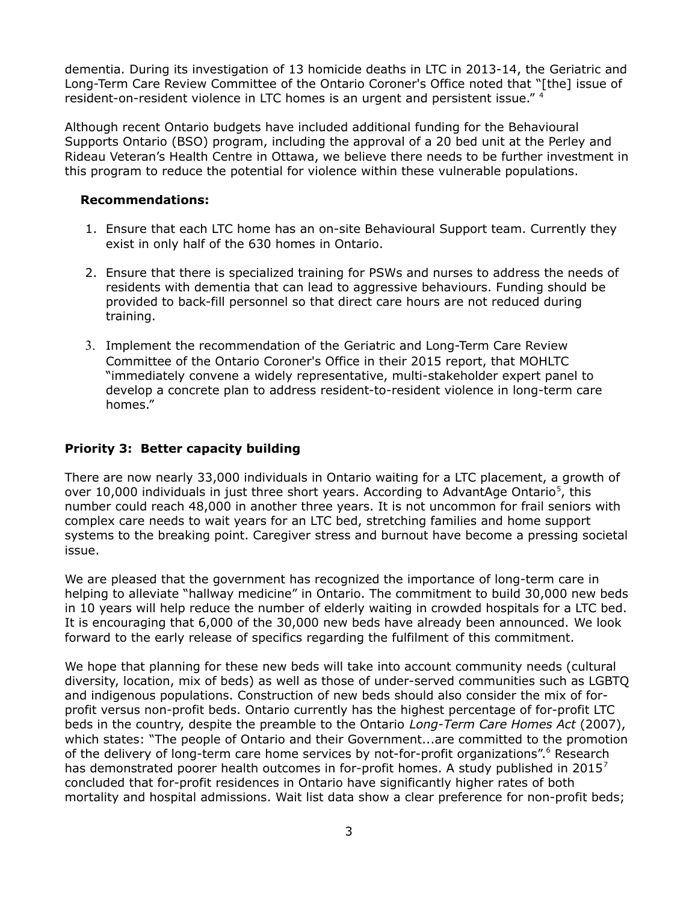dementia. During its investigation of 13 homicide deaths in LTC in 2013-14, the Geriatric and Long-Term Care Review Committee of the Ontario Coroner's Office noted that "[the] issue of resident-on-resident violence in LTC homes is an urgent and persistent issue." [4]

Although recent Ontario budgets have included additional funding for the Behavioural Supports Ontario (BSO) program, including the approval of a 20 bed unit at the Perley and Rideau Veteran's Health Centre in Ottawa, we believe there needs to be further investment in this program to reduce the potential for violence within these vulnerable populations.

**Recommendations:**

1. Ensure that each LTC home has an on-site Behavioural Support team. Currently they exist in only half of the 630 homes in Ontario.

2. Ensure that there is specialized training for PSWs and nurses to address the needs of residents with dementia that can lead to aggressive behaviours. Funding should be provided to back-fill personnel so that direct care hours are not reduced during training.

3. Implement the recommendation of the Geriatric and Long-Term Care Review Committee of the Ontario Coroner's Office in their 2015 report, that MOHLTC "immediately convene a widely representative, multi-stakeholder expert panel to develop a concrete plan to address resident-to-resident violence in long-term care homes."

### Priority 3: Better capacity building

There are now nearly 33,000 individuals in Ontario waiting for a LTC placement, a growth of over 10,000 individuals in just three short years. According to AdvantAge Ontario[5], this number could reach 48,000 in another three years. It is not uncommon for frail seniors with complex care needs to wait years for an LTC bed, stretching families and home support systems to the breaking point. Caregiver stress and burnout have become a pressing societal issue.

We are pleased that the government has recognized the importance of long-term care in helping to alleviate "hallway medicine" in Ontario. The commitment to build 30,000 new beds in 10 years will help reduce the number of elderly waiting in crowded hospitals for a LTC bed. It is encouraging that 6,000 of the 30,000 new beds have already been announced. We look forward to the early release of specifics regarding the fulfilment of this commitment.

We hope that planning for these new beds will take into account community needs (cultural diversity, location, mix of beds) as well as those of under-served communities such as LGBTQ and indigenous populations. Construction of new beds should also consider the mix of for-profit versus non-profit beds. Ontario currently has the highest percentage of for-profit LTC beds in the country, despite the preamble to the Ontario *Long-Term Care Homes Act* (2007), which states: "The people of Ontario and their Government...are committed to the promotion of the delivery of long-term care home services by not-for-profit organizations".[6] Research has demonstrated poorer health outcomes in for-profit homes. A study published in 2015[7] concluded that for-profit residences in Ontario have significantly higher rates of both mortality and hospital admissions. Wait list data show a clear preference for non-profit beds;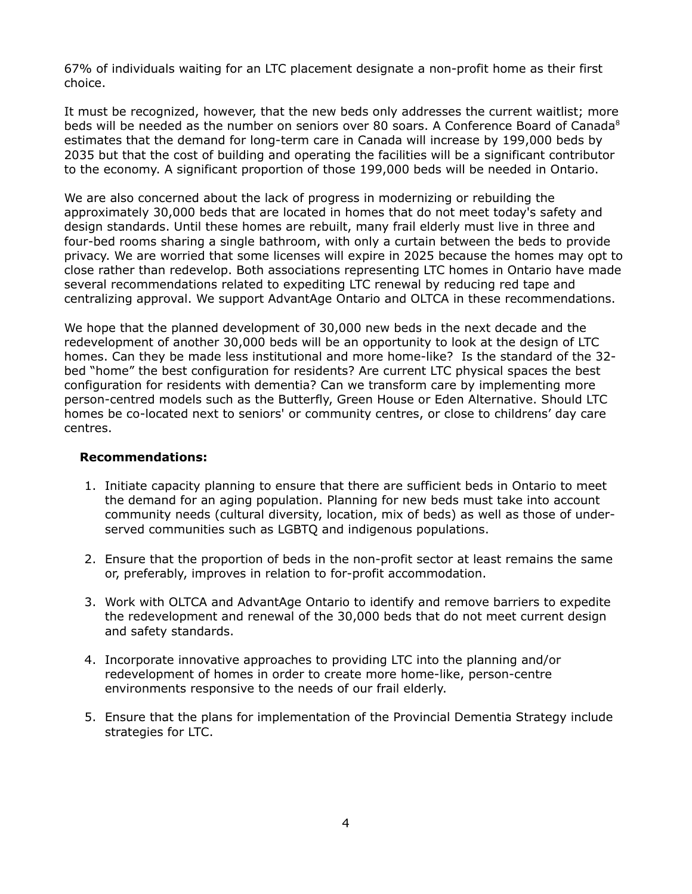67% of individuals waiting for an LTC placement designate a non-profit home as their first choice.

It must be recognized, however, that the new beds only addresses the current waitlist; more beds will be needed as the number on seniors over 80 soars. A Conference Board of Canada[8] estimates that the demand for long-term care in Canada will increase by 199,000 beds by 2035 but that the cost of building and operating the facilities will be a significant contributor to the economy. A significant proportion of those 199,000 beds will be needed in Ontario.

We are also concerned about the lack of progress in modernizing or rebuilding the approximately 30,000 beds that are located in homes that do not meet today's safety and design standards. Until these homes are rebuilt, many frail elderly must live in three and four-bed rooms sharing a single bathroom, with only a curtain between the beds to provide privacy. We are worried that some licenses will expire in 2025 because the homes may opt to close rather than redevelop. Both associations representing LTC homes in Ontario have made several recommendations related to expediting LTC renewal by reducing red tape and centralizing approval. We support AdvantAge Ontario and OLTCA in these recommendations.

We hope that the planned development of 30,000 new beds in the next decade and the redevelopment of another 30,000 beds will be an opportunity to look at the design of LTC homes. Can they be made less institutional and more home-like? Is the standard of the 32-bed "home" the best configuration for residents? Are current LTC physical spaces the best configuration for residents with dementia? Can we transform care by implementing more person-centred models such as the Butterfly, Green House or Eden Alternative. Should LTC homes be co-located next to seniors' or community centres, or close to childrens' day care centres.

**Recommendations:**

1. Initiate capacity planning to ensure that there are sufficient beds in Ontario to meet the demand for an aging population. Planning for new beds must take into account community needs (cultural diversity, location, mix of beds) as well as those of under-served communities such as LGBTQ and indigenous populations.

2. Ensure that the proportion of beds in the non-profit sector at least remains the same or, preferably, improves in relation to for-profit accommodation.

3. Work with OLTCA and AdvantAge Ontario to identify and remove barriers to expedite the redevelopment and renewal of the 30,000 beds that do not meet current design and safety standards.

4. Incorporate innovative approaches to providing LTC into the planning and/or redevelopment of homes in order to create more home-like, person-centre environments responsive to the needs of our frail elderly.

5. Ensure that the plans for implementation of the Provincial Dementia Strategy include strategies for LTC.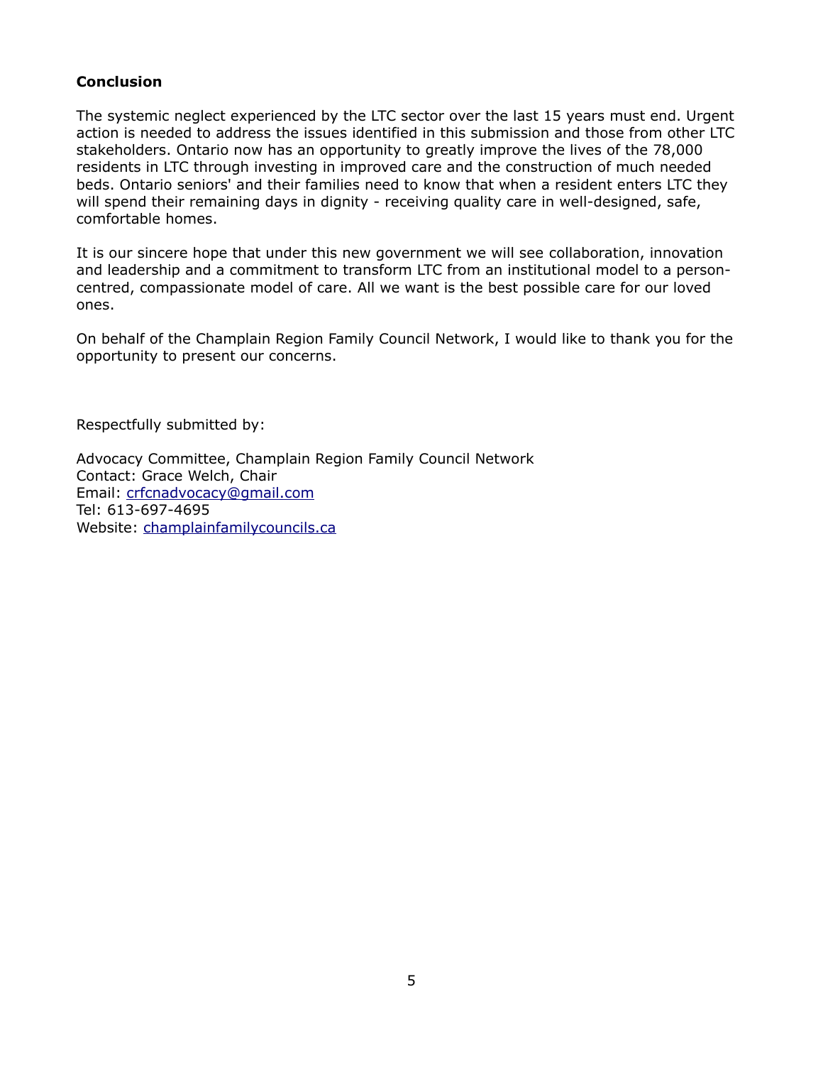**Conclusion**

The systemic neglect experienced by the LTC sector over the last 15 years must end. Urgent action is needed to address the issues identified in this submission and those from other LTC stakeholders. Ontario now has an opportunity to greatly improve the lives of the 78,000 residents in LTC through investing in improved care and the construction of much needed beds. Ontario seniors' and their families need to know that when a resident enters LTC they will spend their remaining days in dignity - receiving quality care in well-designed, safe, comfortable homes.

It is our sincere hope that under this new government we will see collaboration, innovation and leadership and a commitment to transform LTC from an institutional model to a person-centred, compassionate model of care. All we want is the best possible care for our loved ones.

On behalf of the Champlain Region Family Council Network, I would like to thank you for the opportunity to present our concerns.

Respectfully submitted by:

Advocacy Committee, Champlain Region Family Council Network
Contact: Grace Welch, Chair
Email: crfcnadvocacy@gmail.com
Tel: 613-697-4695
Website: champlainfamilycouncils.ca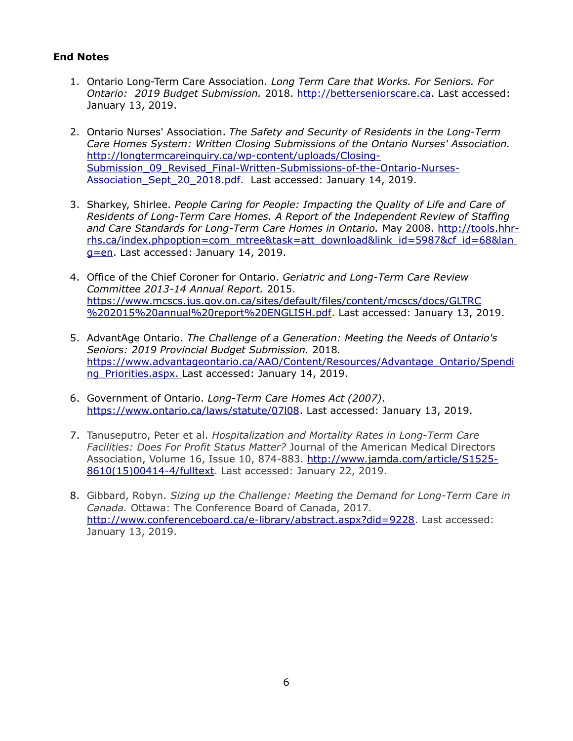**End Notes**

1. Ontario Long-Term Care Association. *Long Term Care that Works. For Seniors. For Ontario: 2019 Budget Submission.* 2018. http://betterseniorscare.ca. Last accessed: January 13, 2019.

2. Ontario Nurses' Association. *The Safety and Security of Residents in the Long-Term Care Homes System: Written Closing Submissions of the Ontario Nurses' Association.* http://longtermcareinquiry.ca/wp-content/uploads/Closing-Submission_09_Revised_Final-Written-Submissions-of-the-Ontario-Nurses-Association_Sept_20_2018.pdf. Last accessed: January 14, 2019.

3. Sharkey, Shirlee. *People Caring for People: Impacting the Quality of Life and Care of Residents of Long-Term Care Homes. A Report of the Independent Review of Staffing and Care Standards for Long-Term Care Homes in Ontario.* May 2008. http://tools.hhr-rhs.ca/index.phpoption=com_mtree&task=att_download&link_id=5987&cf_id=68&lang=en. Last accessed: January 14, 2019.

4. Office of the Chief Coroner for Ontario. *Geriatric and Long-Term Care Review Committee 2013-14 Annual Report.* 2015. https://www.mcscs.jus.gov.on.ca/sites/default/files/content/mcscs/docs/GLTRC%202015%20annual%20report%20ENGLISH.pdf. Last accessed: January 13, 2019.

5. AdvantAge Ontario. *The Challenge of a Generation: Meeting the Needs of Ontario's Seniors: 2019 Provincial Budget Submission.* 2018. https://www.advantageontario.ca/AAO/Content/Resources/Advantage_Ontario/Spending_Priorities.aspx. Last accessed: January 14, 2019.

6. Government of Ontario. *Long-Term Care Homes Act (2007)*. https://www.ontario.ca/laws/statute/07l08. Last accessed: January 13, 2019.

7. Tanuseputro, Peter et al. *Hospitalization and Mortality Rates in Long-Term Care Facilities: Does For Profit Status Matter?* Journal of the American Medical Directors Association, Volume 16, Issue 10, 874-883. http://www.jamda.com/article/S1525-8610(15)00414-4/fulltext. Last accessed: January 22, 2019.

8. Gibbard, Robyn. *Sizing up the Challenge: Meeting the Demand for Long-Term Care in Canada.* Ottawa: The Conference Board of Canada, 2017. http://www.conferenceboard.ca/e-library/abstract.aspx?did=9228. Last accessed: January 13, 2019.